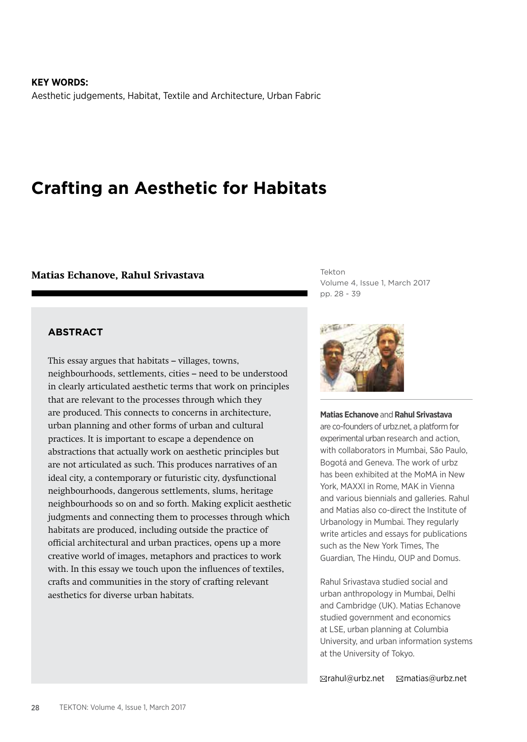**KEY WORDS:**
Aesthetic judgements, Habitat, Textile and Architecture, Urban Fabric

# Crafting an Aesthetic for Habitats

**Matias Echanove, Rahul Srivastava**

Tekton
Volume 4, Issue 1, March 2017
pp. 28 - 39

## ABSTRACT

This essay argues that habitats – villages, towns, neighbourhoods, settlements, cities – need to be understood in clearly articulated aesthetic terms that work on principles that are relevant to the processes through which they are produced. This connects to concerns in architecture, urban planning and other forms of urban and cultural practices. It is important to escape a dependence on abstractions that actually work on aesthetic principles but are not articulated as such. This produces narratives of an ideal city, a contemporary or futuristic city, dysfunctional neighbourhoods, dangerous settlements, slums, heritage neighbourhoods so on and so forth. Making explicit aesthetic judgments and connecting them to processes through which habitats are produced, including outside the practice of official architectural and urban practices, opens up a more creative world of images, metaphors and practices to work with. In this essay we touch upon the influences of textiles, crafts and communities in the story of crafting relevant aesthetics for diverse urban habitats.

**Matias Echanove** and **Rahul Srivastava** are co-founders of urbz.net, a platform for experimental urban research and action, with collaborators in Mumbai, São Paulo, Bogotá and Geneva. The work of urbz has been exhibited at the MoMA in New York, MAXXI in Rome, MAK in Vienna and various biennials and galleries. Rahul and Matias also co-direct the Institute of Urbanology in Mumbai. They regularly write articles and essays for publications such as the New York Times, The Guardian, The Hindu, OUP and Domus.

Rahul Srivastava studied social and urban anthropology in Mumbai, Delhi and Cambridge (UK). Matias Echanove studied government and economics at LSE, urban planning at Columbia University, and urban information systems at the University of Tokyo.

rahul@urbz.net matias@urbz.net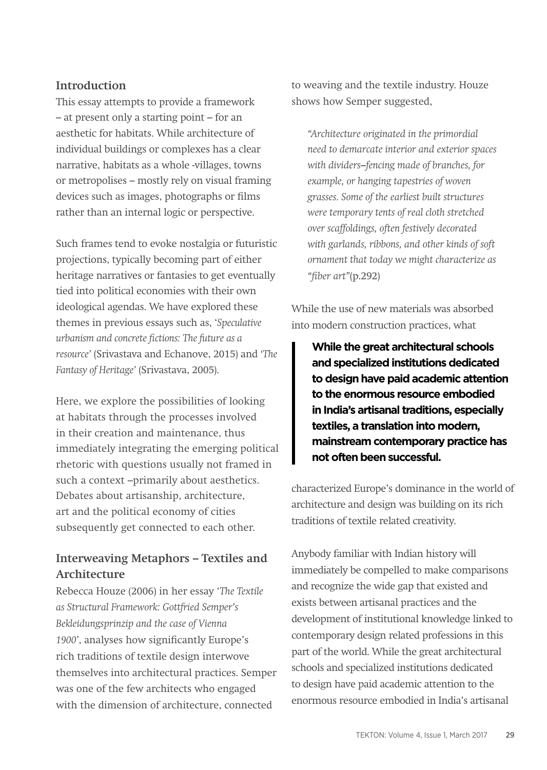## Introduction

This essay attempts to provide a framework – at present only a starting point – for an aesthetic for habitats. While architecture of individual buildings or complexes has a clear narrative, habitats as a whole -villages, towns or metropolises – mostly rely on visual framing devices such as images, photographs or films rather than an internal logic or perspective.

Such frames tend to evoke nostalgia or futuristic projections, typically becoming part of either heritage narratives or fantasies to get eventually tied into political economies with their own ideological agendas. We have explored these themes in previous essays such as, '*Speculative urbanism and concrete fictions: The future as a resource*' (Srivastava and Echanove, 2015) and *'The Fantasy of Heritage'* (Srivastava, 2005).

Here, we explore the possibilities of looking at habitats through the processes involved in their creation and maintenance, thus immediately integrating the emerging political rhetoric with questions usually not framed in such a context –primarily about aesthetics. Debates about artisanship, architecture, art and the political economy of cities subsequently get connected to each other.

## Interweaving Metaphors – Textiles and Architecture

Rebecca Houze (2006) in her essay '*The Textile as Structural Framework: Gottfried Semper's Bekleidungsprinzip and the case of Vienna 1900*', analyses how significantly Europe's rich traditions of textile design interwove themselves into architectural practices. Semper was one of the few architects who engaged with the dimension of architecture, connected to weaving and the textile industry. Houze shows how Semper suggested,

> *"Architecture originated in the primordial need to demarcate interior and exterior spaces with dividers–fencing made of branches, for example, or hanging tapestries of woven grasses. Some of the earliest built structures were temporary tents of real cloth stretched over scaffoldings, often festively decorated with garlands, ribbons, and other kinds of soft ornament that today we might characterize as "fiber art"*(p.292)

While the use of new materials was absorbed into modern construction practices, what characterized Europe's dominance in the world of architecture and design was building on its rich traditions of textile related creativity.

> **While the great architectural schools and specialized institutions dedicated to design have paid academic attention to the enormous resource embodied in India's artisanal traditions, especially textiles, a translation into modern, mainstream contemporary practice has not often been successful.**

Anybody familiar with Indian history will immediately be compelled to make comparisons and recognize the wide gap that existed and exists between artisanal practices and the development of institutional knowledge linked to contemporary design related professions in this part of the world. While the great architectural schools and specialized institutions dedicated to design have paid academic attention to the enormous resource embodied in India's artisanal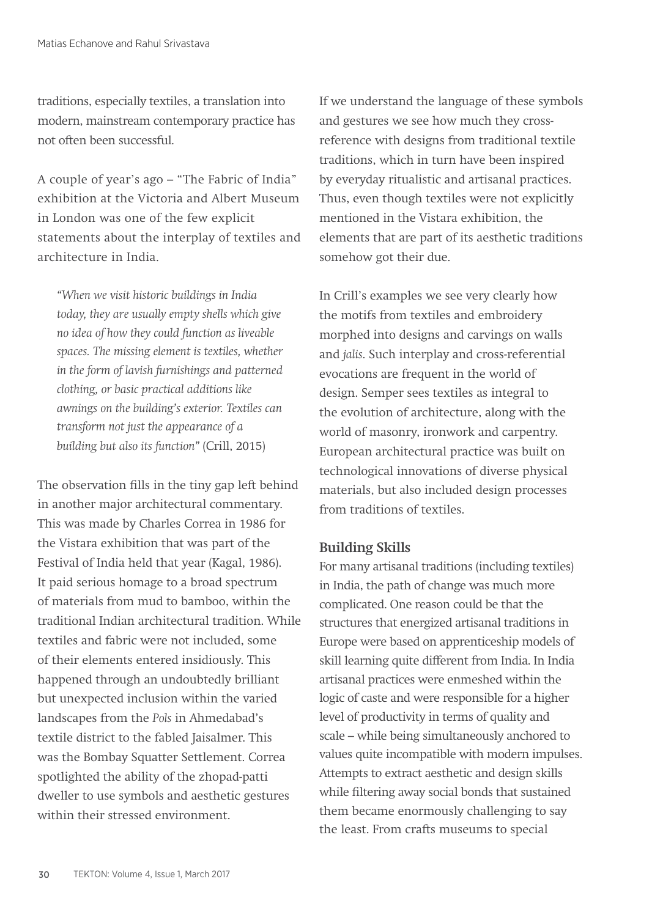traditions, especially textiles, a translation into modern, mainstream contemporary practice has not often been successful.

A couple of year's ago – "The Fabric of India" exhibition at the Victoria and Albert Museum in London was one of the few explicit statements about the interplay of textiles and architecture in India.

> *"When we visit historic buildings in India today, they are usually empty shells which give no idea of how they could function as liveable spaces. The missing element is textiles, whether in the form of lavish furnishings and patterned clothing, or basic practical additions like awnings on the building's exterior. Textiles can transform not just the appearance of a building but also its function"* (Crill, 2015)

The observation fills in the tiny gap left behind in another major architectural commentary. This was made by Charles Correa in 1986 for the Vistara exhibition that was part of the Festival of India held that year (Kagal, 1986). It paid serious homage to a broad spectrum of materials from mud to bamboo, within the traditional Indian architectural tradition. While textiles and fabric were not included, some of their elements entered insidiously. This happened through an undoubtedly brilliant but unexpected inclusion within the varied landscapes from the *Pols* in Ahmedabad's textile district to the fabled Jaisalmer. This was the Bombay Squatter Settlement. Correa spotlighted the ability of the zhopad-patti dweller to use symbols and aesthetic gestures within their stressed environment.

If we understand the language of these symbols and gestures we see how much they cross-reference with designs from traditional textile traditions, which in turn have been inspired by everyday ritualistic and artisanal practices. Thus, even though textiles were not explicitly mentioned in the Vistara exhibition, the elements that are part of its aesthetic traditions somehow got their due.

In Crill's examples we see very clearly how the motifs from textiles and embroidery morphed into designs and carvings on walls and *jalis*. Such interplay and cross-referential evocations are frequent in the world of design. Semper sees textiles as integral to the evolution of architecture, along with the world of masonry, ironwork and carpentry. European architectural practice was built on technological innovations of diverse physical materials, but also included design processes from traditions of textiles.

### Building Skills

For many artisanal traditions (including textiles) in India, the path of change was much more complicated. One reason could be that the structures that energized artisanal traditions in Europe were based on apprenticeship models of skill learning quite different from India. In India artisanal practices were enmeshed within the logic of caste and were responsible for a higher level of productivity in terms of quality and scale – while being simultaneously anchored to values quite incompatible with modern impulses. Attempts to extract aesthetic and design skills while filtering away social bonds that sustained them became enormously challenging to say the least. From crafts museums to special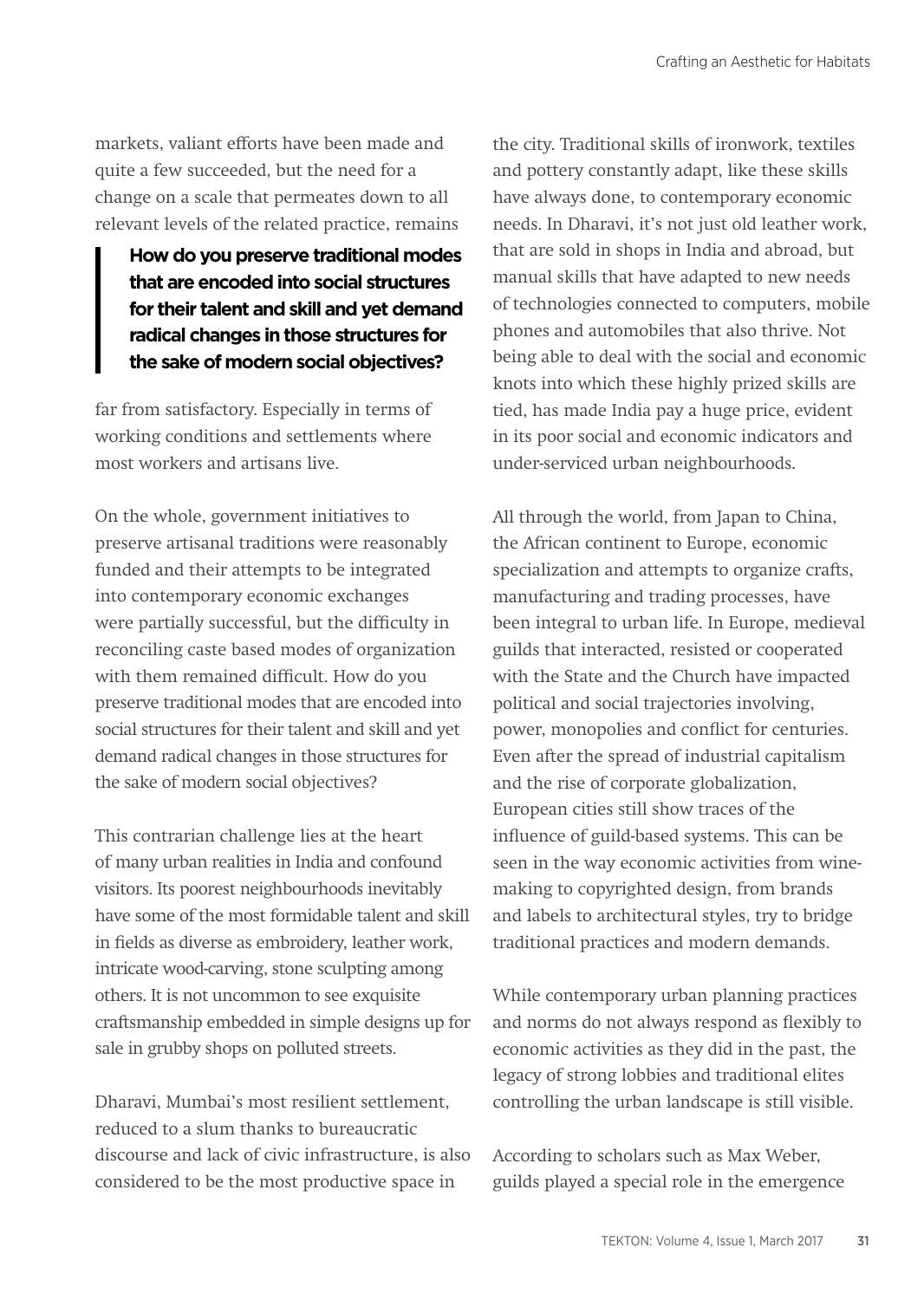markets, valiant efforts have been made and quite a few succeeded, but the need for a change on a scale that permeates down to all relevant levels of the related practice, remains far from satisfactory. Especially in terms of working conditions and settlements where most workers and artisans live.

> **How do you preserve traditional modes that are encoded into social structures for their talent and skill and yet demand radical changes in those structures for the sake of modern social objectives?**

On the whole, government initiatives to preserve artisanal traditions were reasonably funded and their attempts to be integrated into contemporary economic exchanges were partially successful, but the difficulty in reconciling caste based modes of organization with them remained difficult. How do you preserve traditional modes that are encoded into social structures for their talent and skill and yet demand radical changes in those structures for the sake of modern social objectives?

This contrarian challenge lies at the heart of many urban realities in India and confound visitors. Its poorest neighbourhoods inevitably have some of the most formidable talent and skill in fields as diverse as embroidery, leather work, intricate wood-carving, stone sculpting among others. It is not uncommon to see exquisite craftsmanship embedded in simple designs up for sale in grubby shops on polluted streets.

Dharavi, Mumbai's most resilient settlement, reduced to a slum thanks to bureaucratic discourse and lack of civic infrastructure, is also considered to be the most productive space in the city. Traditional skills of ironwork, textiles and pottery constantly adapt, like these skills have always done, to contemporary economic needs. In Dharavi, it's not just old leather work, that are sold in shops in India and abroad, but manual skills that have adapted to new needs of technologies connected to computers, mobile phones and automobiles that also thrive. Not being able to deal with the social and economic knots into which these highly prized skills are tied, has made India pay a huge price, evident in its poor social and economic indicators and under-serviced urban neighbourhoods.

All through the world, from Japan to China, the African continent to Europe, economic specialization and attempts to organize crafts, manufacturing and trading processes, have been integral to urban life. In Europe, medieval guilds that interacted, resisted or cooperated with the State and the Church have impacted political and social trajectories involving, power, monopolies and conflict for centuries. Even after the spread of industrial capitalism and the rise of corporate globalization, European cities still show traces of the influence of guild-based systems. This can be seen in the way economic activities from wine-making to copyrighted design, from brands and labels to architectural styles, try to bridge traditional practices and modern demands.

While contemporary urban planning practices and norms do not always respond as flexibly to economic activities as they did in the past, the legacy of strong lobbies and traditional elites controlling the urban landscape is still visible.

According to scholars such as Max Weber, guilds played a special role in the emergence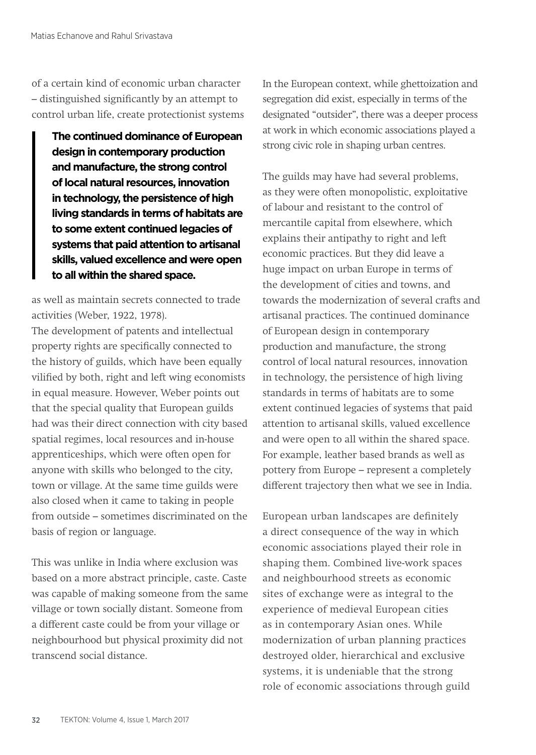of a certain kind of economic urban character – distinguished significantly by an attempt to control urban life, create protectionist systems as well as maintain secrets connected to trade activities (Weber, 1922, 1978).

> **The continued dominance of European design in contemporary production and manufacture, the strong control of local natural resources, innovation in technology, the persistence of high living standards in terms of habitats are to some extent continued legacies of systems that paid attention to artisanal skills, valued excellence and were open to all within the shared space.**

The development of patents and intellectual property rights are specifically connected to the history of guilds, which have been equally vilified by both, right and left wing economists in equal measure. However, Weber points out that the special quality that European guilds had was their direct connection with city based spatial regimes, local resources and in-house apprenticeships, which were often open for anyone with skills who belonged to the city, town or village. At the same time guilds were also closed when it came to taking in people from outside – sometimes discriminated on the basis of region or language.

This was unlike in India where exclusion was based on a more abstract principle, caste. Caste was capable of making someone from the same village or town socially distant. Someone from a different caste could be from your village or neighbourhood but physical proximity did not transcend social distance.

In the European context, while ghettoization and segregation did exist, especially in terms of the designated "outsider", there was a deeper process at work in which economic associations played a strong civic role in shaping urban centres.

The guilds may have had several problems, as they were often monopolistic, exploitative of labour and resistant to the control of mercantile capital from elsewhere, which explains their antipathy to right and left economic practices. But they did leave a huge impact on urban Europe in terms of the development of cities and towns, and towards the modernization of several crafts and artisanal practices. The continued dominance of European design in contemporary production and manufacture, the strong control of local natural resources, innovation in technology, the persistence of high living standards in terms of habitats are to some extent continued legacies of systems that paid attention to artisanal skills, valued excellence and were open to all within the shared space. For example, leather based brands as well as pottery from Europe – represent a completely different trajectory then what we see in India.

European urban landscapes are definitely a direct consequence of the way in which economic associations played their role in shaping them. Combined live-work spaces and neighbourhood streets as economic sites of exchange were as integral to the experience of medieval European cities as in contemporary Asian ones. While modernization of urban planning practices destroyed older, hierarchical and exclusive systems, it is undeniable that the strong role of economic associations through guild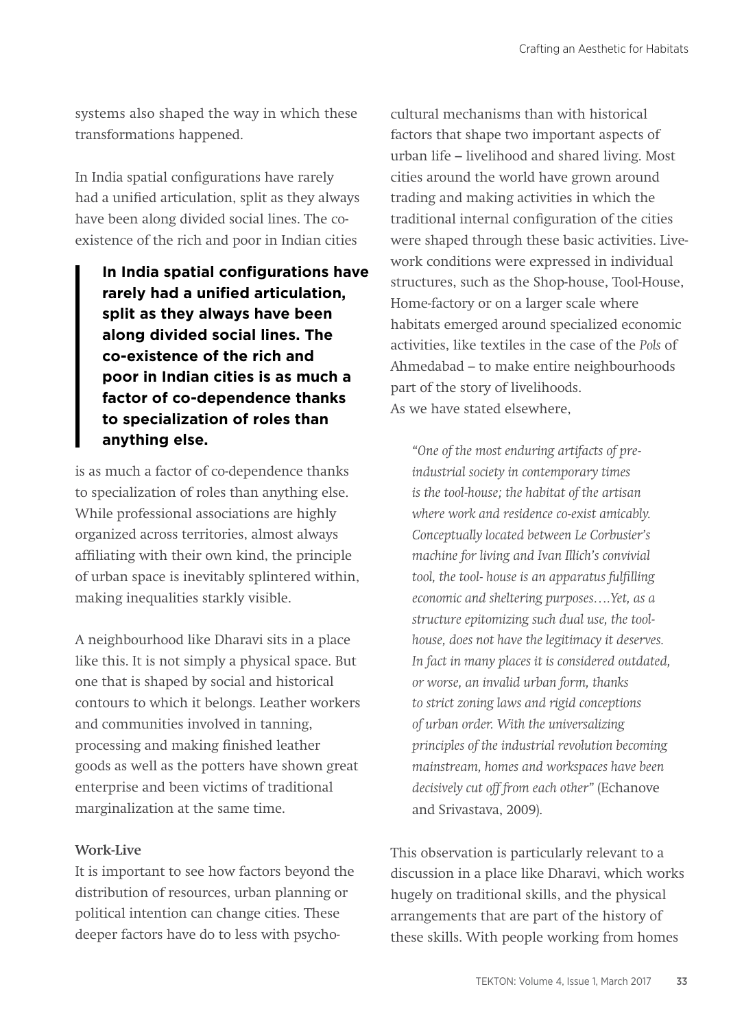systems also shaped the way in which these transformations happened.

In India spatial configurations have rarely had a unified articulation, split as they always have been along divided social lines. The co-existence of the rich and poor in Indian cities is as much a factor of co-dependence thanks to specialization of roles than anything else. While professional associations are highly organized across territories, almost always affiliating with their own kind, the principle of urban space is inevitably splintered within, making inequalities starkly visible.

> **In India spatial configurations have rarely had a unified articulation, split as they always have been along divided social lines. The co-existence of the rich and poor in Indian cities is as much a factor of co-dependence thanks to specialization of roles than anything else.**

A neighbourhood like Dharavi sits in a place like this. It is not simply a physical space. But one that is shaped by social and historical contours to which it belongs. Leather workers and communities involved in tanning, processing and making finished leather goods as well as the potters have shown great enterprise and been victims of traditional marginalization at the same time.

### Work-Live

It is important to see how factors beyond the distribution of resources, urban planning or political intention can change cities. These deeper factors have do to less with psycho-cultural mechanisms than with historical factors that shape two important aspects of urban life – livelihood and shared living. Most cities around the world have grown around trading and making activities in which the traditional internal configuration of the cities were shaped through these basic activities. Live-work conditions were expressed in individual structures, such as the Shop-house, Tool-House, Home-factory or on a larger scale where habitats emerged around specialized economic activities, like textiles in the case of the *Pols* of Ahmedabad – to make entire neighbourhoods part of the story of livelihoods.
As we have stated elsewhere,

> *"One of the most enduring artifacts of pre-industrial society in contemporary times is the tool-house; the habitat of the artisan where work and residence co-exist amicably. Conceptually located between Le Corbusier's machine for living and Ivan Illich's convivial tool, the tool- house is an apparatus fulfilling economic and sheltering purposes….Yet, as a structure epitomizing such dual use, the tool-house, does not have the legitimacy it deserves. In fact in many places it is considered outdated, or worse, an invalid urban form, thanks to strict zoning laws and rigid conceptions of urban order. With the universalizing principles of the industrial revolution becoming mainstream, homes and workspaces have been decisively cut off from each other"* (Echanove and Srivastava, 2009).

This observation is particularly relevant to a discussion in a place like Dharavi, which works hugely on traditional skills, and the physical arrangements that are part of the history of these skills. With people working from homes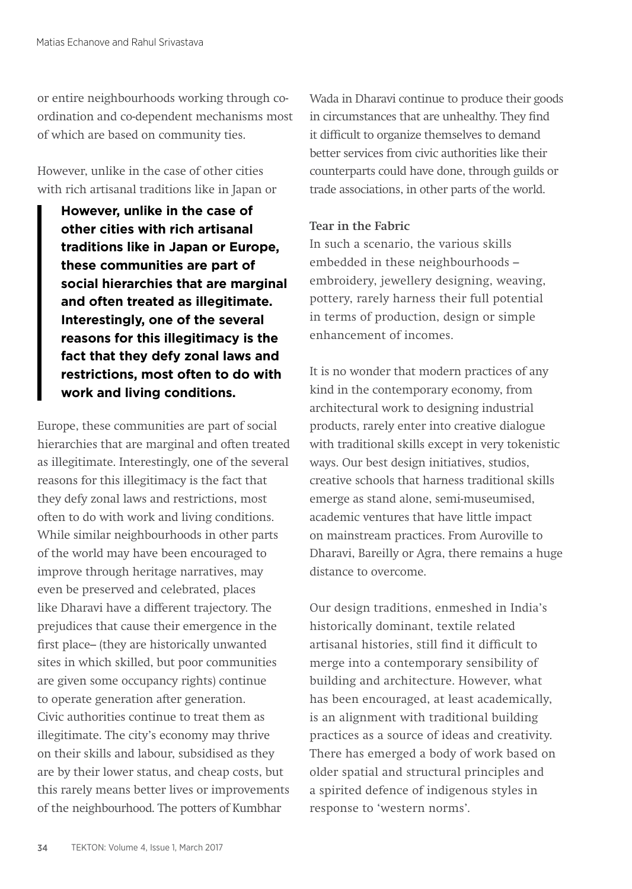or entire neighbourhoods working through co-ordination and co-dependent mechanisms most of which are based on community ties.

However, unlike in the case of other cities with rich artisanal traditions like in Japan or Europe, these communities are part of social hierarchies that are marginal and often treated as illegitimate. Interestingly, one of the several reasons for this illegitimacy is the fact that they defy zonal laws and restrictions, most often to do with work and living conditions. While similar neighbourhoods in other parts of the world may have been encouraged to improve through heritage narratives, may even be preserved and celebrated, places like Dharavi have a different trajectory. The prejudices that cause their emergence in the first place– (they are historically unwanted sites in which skilled, but poor communities are given some occupancy rights) continue to operate generation after generation. Civic authorities continue to treat them as illegitimate. The city's economy may thrive on their skills and labour, subsidised as they are by their lower status, and cheap costs, but this rarely means better lives or improvements of the neighbourhood. The potters of Kumbhar Wada in Dharavi continue to produce their goods in circumstances that are unhealthy. They find it difficult to organize themselves to demand better services from civic authorities like their counterparts could have done, through guilds or trade associations, in other parts of the world.

> **However, unlike in the case of other cities with rich artisanal traditions like in Japan or Europe, these communities are part of social hierarchies that are marginal and often treated as illegitimate. Interestingly, one of the several reasons for this illegitimacy is the fact that they defy zonal laws and restrictions, most often to do with work and living conditions.**

### Tear in the Fabric

In such a scenario, the various skills embedded in these neighbourhoods – embroidery, jewellery designing, weaving, pottery, rarely harness their full potential in terms of production, design or simple enhancement of incomes.

It is no wonder that modern practices of any kind in the contemporary economy, from architectural work to designing industrial products, rarely enter into creative dialogue with traditional skills except in very tokenistic ways. Our best design initiatives, studios, creative schools that harness traditional skills emerge as stand alone, semi-museumised, academic ventures that have little impact on mainstream practices. From Auroville to Dharavi, Bareilly or Agra, there remains a huge distance to overcome.

Our design traditions, enmeshed in India's historically dominant, textile related artisanal histories, still find it difficult to merge into a contemporary sensibility of building and architecture. However, what has been encouraged, at least academically, is an alignment with traditional building practices as a source of ideas and creativity. There has emerged a body of work based on older spatial and structural principles and a spirited defence of indigenous styles in response to 'western norms'.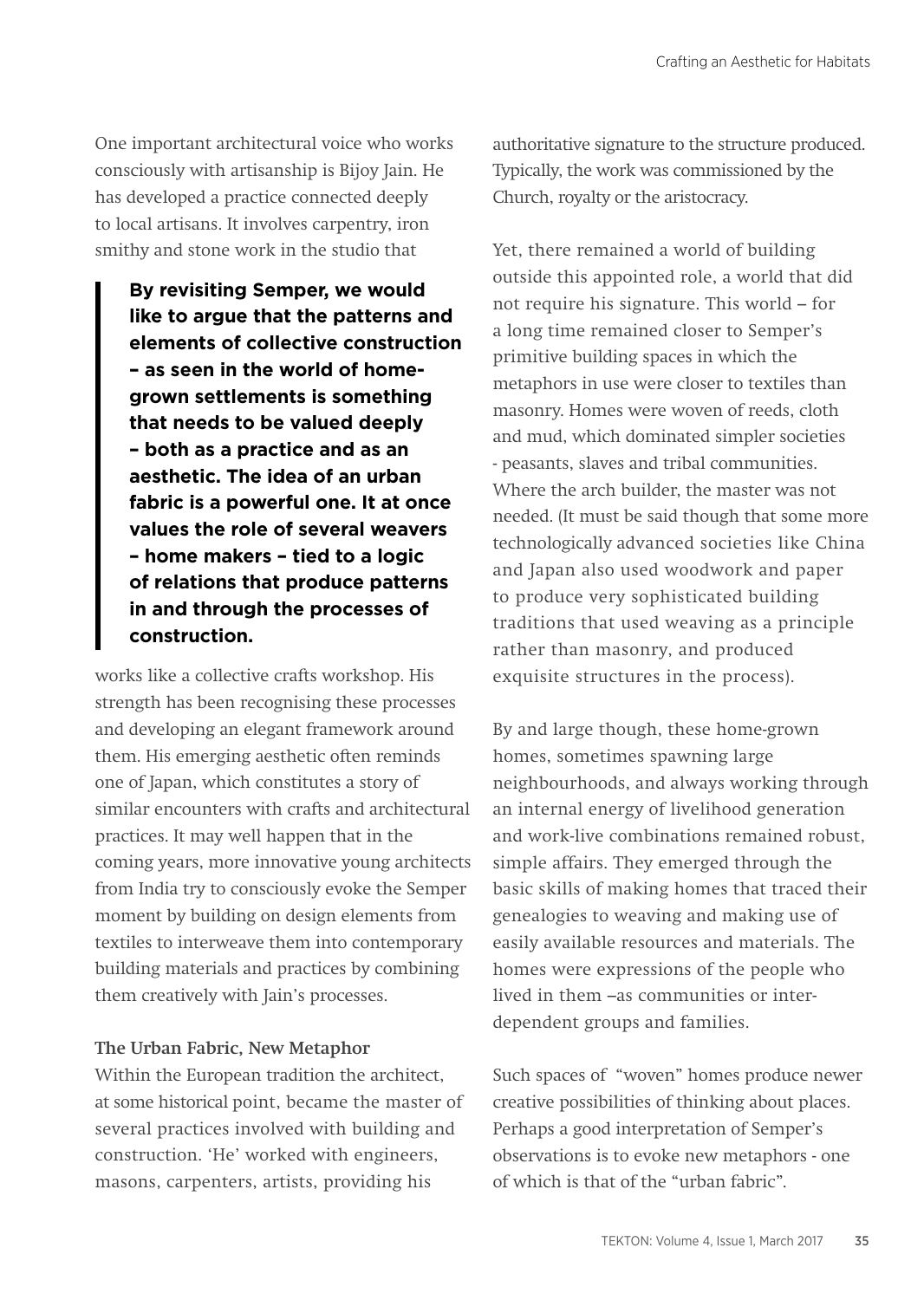One important architectural voice who works consciously with artisanship is Bijoy Jain. He has developed a practice connected deeply to local artisans. It involves carpentry, iron smithy and stone work in the studio that works like a collective crafts workshop. His strength has been recognising these processes and developing an elegant framework around them. His emerging aesthetic often reminds one of Japan, which constitutes a story of similar encounters with crafts and architectural practices. It may well happen that in the coming years, more innovative young architects from India try to consciously evoke the Semper moment by building on design elements from textiles to interweave them into contemporary building materials and practices by combining them creatively with Jain's processes.

> **By revisiting Semper, we would like to argue that the patterns and elements of collective construction – as seen in the world of home-grown settlements is something that needs to be valued deeply – both as a practice and as an aesthetic. The idea of an urban fabric is a powerful one. It at once values the role of several weavers – home makers – tied to a logic of relations that produce patterns in and through the processes of construction.**

**The Urban Fabric, New Metaphor**

Within the European tradition the architect, at some historical point, became the master of several practices involved with building and construction. 'He' worked with engineers, masons, carpenters, artists, providing his authoritative signature to the structure produced. Typically, the work was commissioned by the Church, royalty or the aristocracy.

Yet, there remained a world of building outside this appointed role, a world that did not require his signature. This world – for a long time remained closer to Semper's primitive building spaces in which the metaphors in use were closer to textiles than masonry. Homes were woven of reeds, cloth and mud, which dominated simpler societies - peasants, slaves and tribal communities. Where the arch builder, the master was not needed. (It must be said though that some more technologically advanced societies like China and Japan also used woodwork and paper to produce very sophisticated building traditions that used weaving as a principle rather than masonry, and produced exquisite structures in the process).

By and large though, these home-grown homes, sometimes spawning large neighbourhoods, and always working through an internal energy of livelihood generation and work-live combinations remained robust, simple affairs. They emerged through the basic skills of making homes that traced their genealogies to weaving and making use of easily available resources and materials. The homes were expressions of the people who lived in them –as communities or inter-dependent groups and families.

Such spaces of "woven" homes produce newer creative possibilities of thinking about places. Perhaps a good interpretation of Semper's observations is to evoke new metaphors - one of which is that of the "urban fabric".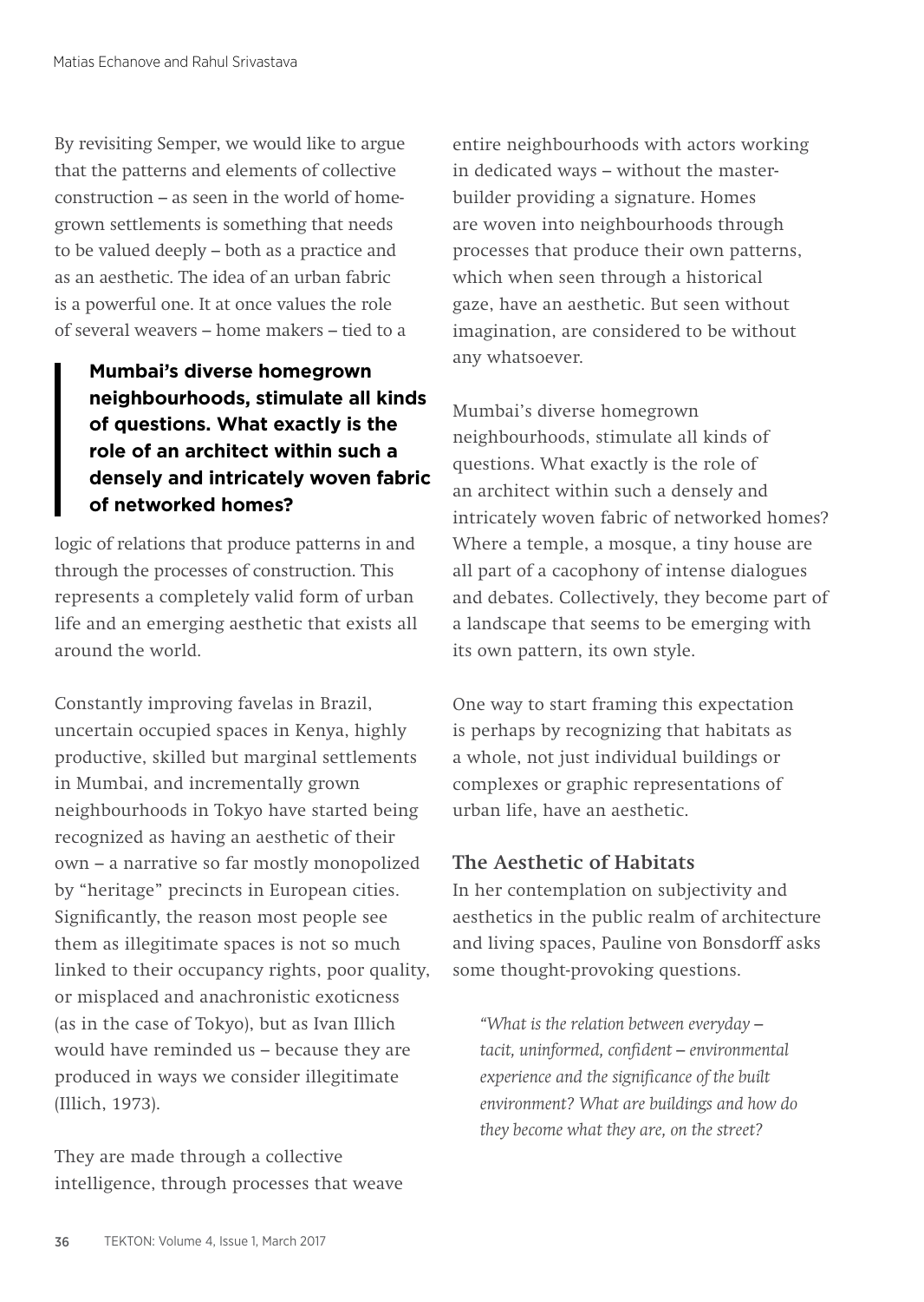By revisiting Semper, we would like to argue that the patterns and elements of collective construction – as seen in the world of home-grown settlements is something that needs to be valued deeply – both as a practice and as an aesthetic. The idea of an urban fabric is a powerful one. It at once values the role of several weavers – home makers – tied to a logic of relations that produce patterns in and through the processes of construction. This represents a completely valid form of urban life and an emerging aesthetic that exists all around the world.

> **Mumbai's diverse homegrown neighbourhoods, stimulate all kinds of questions. What exactly is the role of an architect within such a densely and intricately woven fabric of networked homes?**

Constantly improving favelas in Brazil, uncertain occupied spaces in Kenya, highly productive, skilled but marginal settlements in Mumbai, and incrementally grown neighbourhoods in Tokyo have started being recognized as having an aesthetic of their own – a narrative so far mostly monopolized by "heritage" precincts in European cities. Significantly, the reason most people see them as illegitimate spaces is not so much linked to their occupancy rights, poor quality, or misplaced and anachronistic exoticness (as in the case of Tokyo), but as Ivan Illich would have reminded us – because they are produced in ways we consider illegitimate (Illich, 1973).

They are made through a collective intelligence, through processes that weave entire neighbourhoods with actors working in dedicated ways – without the master-builder providing a signature. Homes are woven into neighbourhoods through processes that produce their own patterns, which when seen through a historical gaze, have an aesthetic. But seen without imagination, are considered to be without any whatsoever.

Mumbai's diverse homegrown neighbourhoods, stimulate all kinds of questions. What exactly is the role of an architect within such a densely and intricately woven fabric of networked homes? Where a temple, a mosque, a tiny house are all part of a cacophony of intense dialogues and debates. Collectively, they become part of a landscape that seems to be emerging with its own pattern, its own style.

One way to start framing this expectation is perhaps by recognizing that habitats as a whole, not just individual buildings or complexes or graphic representations of urban life, have an aesthetic.

## The Aesthetic of Habitats

In her contemplation on subjectivity and aesthetics in the public realm of architecture and living spaces, Pauline von Bonsdorff asks some thought-provoking questions.

> *"What is the relation between everyday – tacit, uninformed, confident – environmental experience and the significance of the built environment? What are buildings and how do they become what they are, on the street?*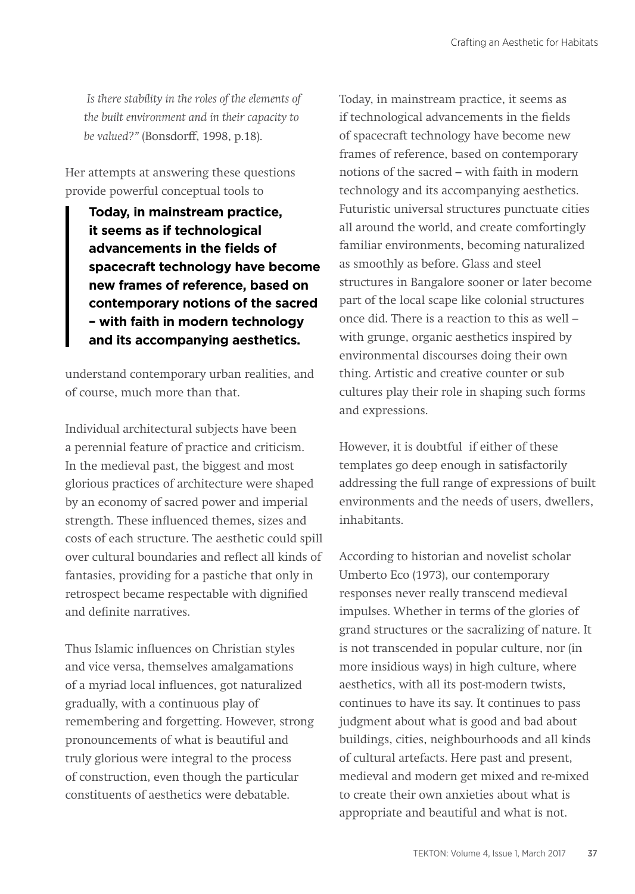*Is there stability in the roles of the elements of the built environment and in their capacity to be valued?"* (Bonsdorff, 1998, p.18).

Her attempts at answering these questions provide powerful conceptual tools to understand contemporary urban realities, and of course, much more than that.

> **Today, in mainstream practice, it seems as if technological advancements in the fields of spacecraft technology have become new frames of reference, based on contemporary notions of the sacred – with faith in modern technology and its accompanying aesthetics.**

Individual architectural subjects have been a perennial feature of practice and criticism. In the medieval past, the biggest and most glorious practices of architecture were shaped by an economy of sacred power and imperial strength. These influenced themes, sizes and costs of each structure. The aesthetic could spill over cultural boundaries and reflect all kinds of fantasies, providing for a pastiche that only in retrospect became respectable with dignified and definite narratives.

Thus Islamic influences on Christian styles and vice versa, themselves amalgamations of a myriad local influences, got naturalized gradually, with a continuous play of remembering and forgetting. However, strong pronouncements of what is beautiful and truly glorious were integral to the process of construction, even though the particular constituents of aesthetics were debatable.

Today, in mainstream practice, it seems as if technological advancements in the fields of spacecraft technology have become new frames of reference, based on contemporary notions of the sacred – with faith in modern technology and its accompanying aesthetics. Futuristic universal structures punctuate cities all around the world, and create comfortingly familiar environments, becoming naturalized as smoothly as before. Glass and steel structures in Bangalore sooner or later become part of the local scape like colonial structures once did. There is a reaction to this as well – with grunge, organic aesthetics inspired by environmental discourses doing their own thing. Artistic and creative counter or sub cultures play their role in shaping such forms and expressions.

However, it is doubtful if either of these templates go deep enough in satisfactorily addressing the full range of expressions of built environments and the needs of users, dwellers, inhabitants.

According to historian and novelist scholar Umberto Eco (1973), our contemporary responses never really transcend medieval impulses. Whether in terms of the glories of grand structures or the sacralizing of nature. It is not transcended in popular culture, nor (in more insidious ways) in high culture, where aesthetics, with all its post-modern twists, continues to have its say. It continues to pass judgment about what is good and bad about buildings, cities, neighbourhoods and all kinds of cultural artefacts. Here past and present, medieval and modern get mixed and re-mixed to create their own anxieties about what is appropriate and beautiful and what is not.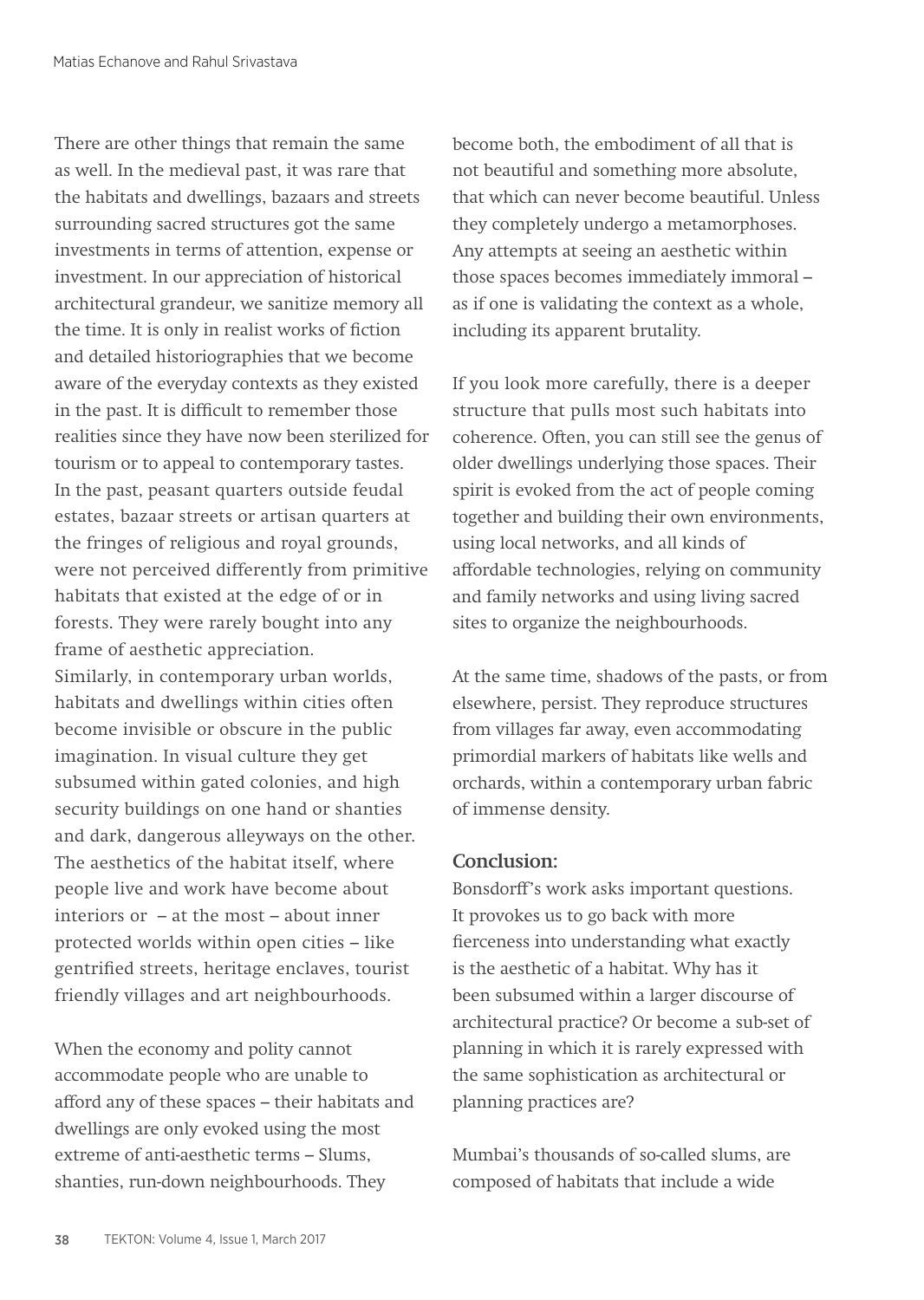There are other things that remain the same as well. In the medieval past, it was rare that the habitats and dwellings, bazaars and streets surrounding sacred structures got the same investments in terms of attention, expense or investment. In our appreciation of historical architectural grandeur, we sanitize memory all the time. It is only in realist works of fiction and detailed historiographies that we become aware of the everyday contexts as they existed in the past. It is difficult to remember those realities since they have now been sterilized for tourism or to appeal to contemporary tastes. In the past, peasant quarters outside feudal estates, bazaar streets or artisan quarters at the fringes of religious and royal grounds, were not perceived differently from primitive habitats that existed at the edge of or in forests. They were rarely bought into any frame of aesthetic appreciation.

Similarly, in contemporary urban worlds, habitats and dwellings within cities often become invisible or obscure in the public imagination. In visual culture they get subsumed within gated colonies, and high security buildings on one hand or shanties and dark, dangerous alleyways on the other. The aesthetics of the habitat itself, where people live and work have become about interiors or – at the most – about inner protected worlds within open cities – like gentrified streets, heritage enclaves, tourist friendly villages and art neighbourhoods.

When the economy and polity cannot accommodate people who are unable to afford any of these spaces – their habitats and dwellings are only evoked using the most extreme of anti-aesthetic terms – Slums, shanties, run-down neighbourhoods. They become both, the embodiment of all that is not beautiful and something more absolute, that which can never become beautiful. Unless they completely undergo a metamorphoses. Any attempts at seeing an aesthetic within those spaces becomes immediately immoral – as if one is validating the context as a whole, including its apparent brutality.

If you look more carefully, there is a deeper structure that pulls most such habitats into coherence. Often, you can still see the genus of older dwellings underlying those spaces. Their spirit is evoked from the act of people coming together and building their own environments, using local networks, and all kinds of affordable technologies, relying on community and family networks and using living sacred sites to organize the neighbourhoods.

At the same time, shadows of the pasts, or from elsewhere, persist. They reproduce structures from villages far away, even accommodating primordial markers of habitats like wells and orchards, within a contemporary urban fabric of immense density.

## Conclusion:

Bonsdorff's work asks important questions. It provokes us to go back with more fierceness into understanding what exactly is the aesthetic of a habitat. Why has it been subsumed within a larger discourse of architectural practice? Or become a sub-set of planning in which it is rarely expressed with the same sophistication as architectural or planning practices are?

Mumbai's thousands of so-called slums, are composed of habitats that include a wide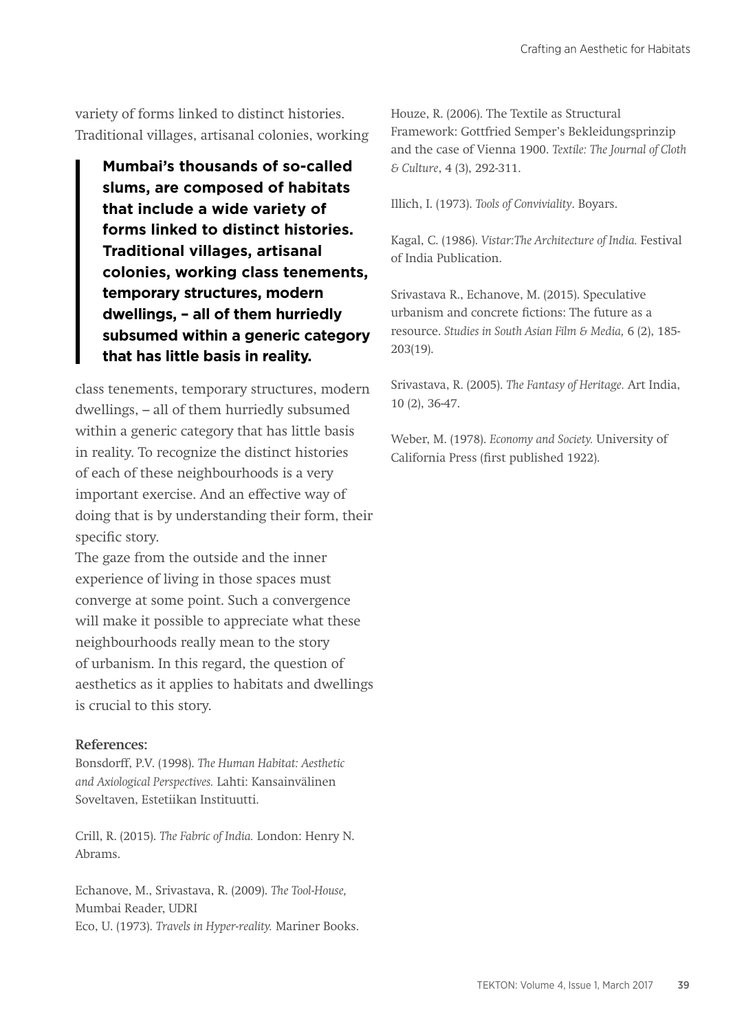variety of forms linked to distinct histories. Traditional villages, artisanal colonies, working class tenements, temporary structures, modern dwellings, – all of them hurriedly subsumed within a generic category that has little basis in reality. To recognize the distinct histories of each of these neighbourhoods is a very important exercise. And an effective way of doing that is by understanding their form, their specific story.

> **Mumbai's thousands of so-called slums, are composed of habitats that include a wide variety of forms linked to distinct histories. Traditional villages, artisanal colonies, working class tenements, temporary structures, modern dwellings, – all of them hurriedly subsumed within a generic category that has little basis in reality.**

The gaze from the outside and the inner experience of living in those spaces must converge at some point. Such a convergence will make it possible to appreciate what these neighbourhoods really mean to the story of urbanism. In this regard, the question of aesthetics as it applies to habitats and dwellings is crucial to this story.

### References:

Bonsdorff, P.V. (1998). *The Human Habitat: Aesthetic and Axiological Perspectives.* Lahti: Kansainvälinen Soveltaven, Estetiikan Instituutti.

Crill, R. (2015). *The Fabric of India.* London: Henry N. Abrams.

Echanove, M., Srivastava, R. (2009). *The Tool-House,* Mumbai Reader, UDRI

Eco, U. (1973). *Travels in Hyper-reality.* Mariner Books.

Houze, R. (2006). The Textile as Structural Framework: Gottfried Semper's Bekleidungsprinzip and the case of Vienna 1900. *Textile: The Journal of Cloth & Culture*, 4 (3), 292-311.

Illich, I. (1973). *Tools of Conviviality*. Boyars.

Kagal, C. (1986). *Vistar:The Architecture of India.* Festival of India Publication.

Srivastava R., Echanove, M. (2015). Speculative urbanism and concrete fictions: The future as a resource. *Studies in South Asian Film & Media,* 6 (2), 185-203(19).

Srivastava, R. (2005). *The Fantasy of Heritage.* Art India, 10 (2), 36-47.

Weber, M. (1978). *Economy and Society.* University of California Press (first published 1922).